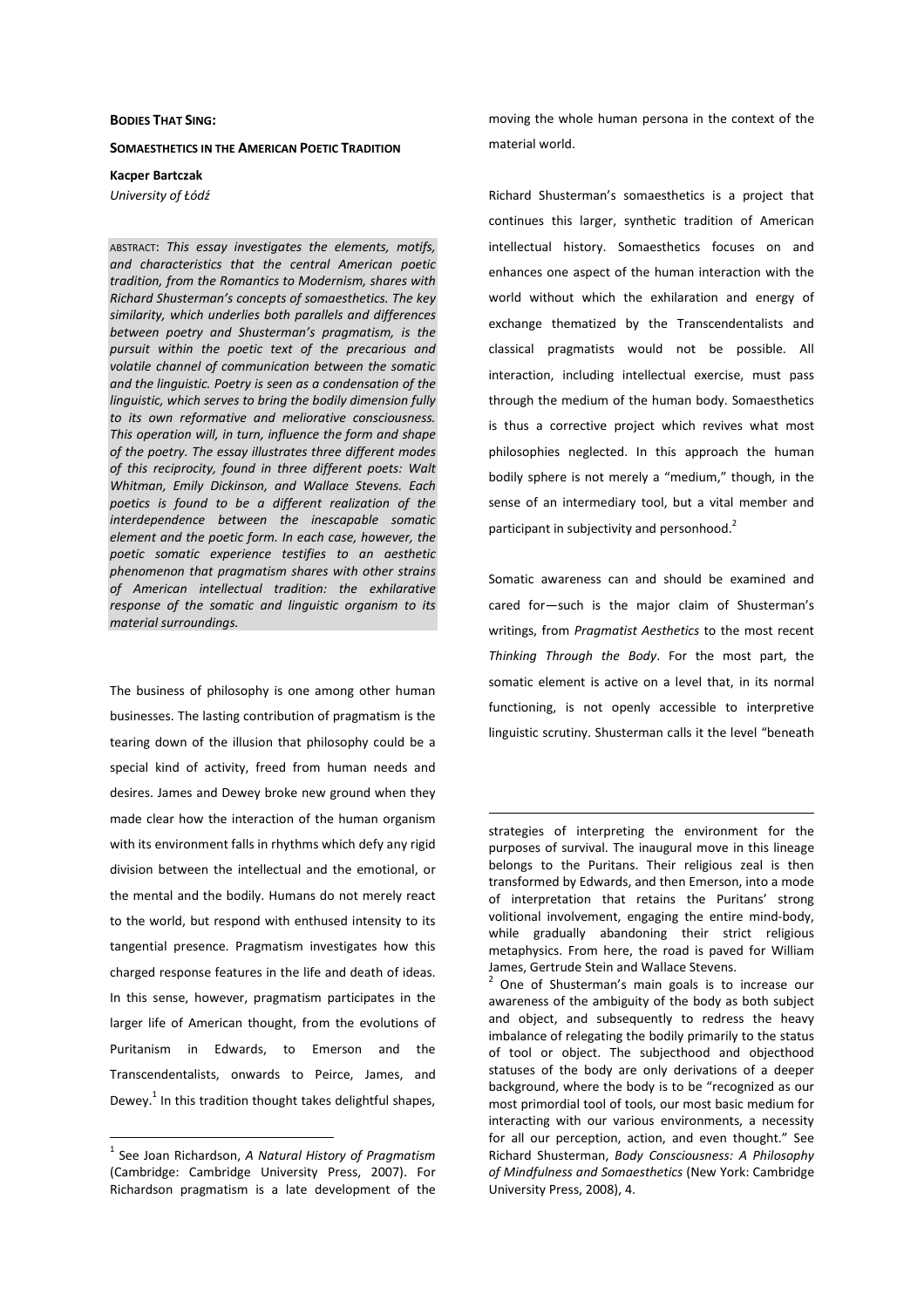**BODIES THAT SING:**

**SOMAESTHETICS IN THE AMERICAN POETIC TRADITION**

**Kacper Bartczak**
*University of Łódź*

ABSTRACT: *This essay investigates the elements, motifs, and characteristics that the central American poetic tradition, from the Romantics to Modernism, shares with Richard Shusterman's concepts of somaesthetics. The key similarity, which underlies both parallels and differences between poetry and Shusterman's pragmatism, is the pursuit within the poetic text of the precarious and volatile channel of communication between the somatic and the linguistic. Poetry is seen as a condensation of the linguistic, which serves to bring the bodily dimension fully to its own reformative and meliorative consciousness. This operation will, in turn, influence the form and shape of the poetry. The essay illustrates three different modes of this reciprocity, found in three different poets: Walt Whitman, Emily Dickinson, and Wallace Stevens. Each poetics is found to be a different realization of the interdependence between the inescapable somatic element and the poetic form. In each case, however, the poetic somatic experience testifies to an aesthetic phenomenon that pragmatism shares with other strains of American intellectual tradition: the exhilarative response of the somatic and linguistic organism to its material surroundings.*

The business of philosophy is one among other human businesses. The lasting contribution of pragmatism is the tearing down of the illusion that philosophy could be a special kind of activity, freed from human needs and desires. James and Dewey broke new ground when they made clear how the interaction of the human organism with its environment falls in rhythms which defy any rigid division between the intellectual and the emotional, or the mental and the bodily. Humans do not merely react to the world, but respond with enthused intensity to its tangential presence. Pragmatism investigates how this charged response features in the life and death of ideas. In this sense, however, pragmatism participates in the larger life of American thought, from the evolutions of Puritanism in Edwards, to Emerson and the Transcendentalists, onwards to Peirce, James, and Dewey.[1] In this tradition thought takes delightful shapes, moving the whole human persona in the context of the material world.

Richard Shusterman's somaesthetics is a project that continues this larger, synthetic tradition of American intellectual history. Somaesthetics focuses on and enhances one aspect of the human interaction with the world without which the exhilaration and energy of exchange thematized by the Transcendentalists and classical pragmatists would not be possible. All interaction, including intellectual exercise, must pass through the medium of the human body. Somaesthetics is thus a corrective project which revives what most philosophies neglected. In this approach the human bodily sphere is not merely a "medium," though, in the sense of an intermediary tool, but a vital member and participant in subjectivity and personhood.[2]

Somatic awareness can and should be examined and cared for—such is the major claim of Shusterman's writings, from *Pragmatist Aesthetics* to the most recent *Thinking Through the Body*. For the most part, the somatic element is active on a level that, in its normal functioning, is not openly accessible to interpretive linguistic scrutiny. Shusterman calls it the level "beneath

---

[1] See Joan Richardson, *A Natural History of Pragmatism* (Cambridge: Cambridge University Press, 2007). For Richardson pragmatism is a late development of the strategies of interpreting the environment for the purposes of survival. The inaugural move in this lineage belongs to the Puritans. Their religious zeal is then transformed by Edwards, and then Emerson, into a mode of interpretation that retains the Puritans' strong volitional involvement, engaging the entire mind-body, while gradually abandoning their strict religious metaphysics. From here, the road is paved for William James, Gertrude Stein and Wallace Stevens.

[2] One of Shusterman's main goals is to increase our awareness of the ambiguity of the body as both subject and object, and subsequently to redress the heavy imbalance of relegating the bodily primarily to the status of tool or object. The subjecthood and objecthood statuses of the body are only derivations of a deeper background, where the body is to be "recognized as our most primordial tool of tools, our most basic medium for interacting with our various environments, a necessity for all our perception, action, and even thought." See Richard Shusterman, *Body Consciousness: A Philosophy of Mindfulness and Somaesthetics* (New York: Cambridge University Press, 2008), 4.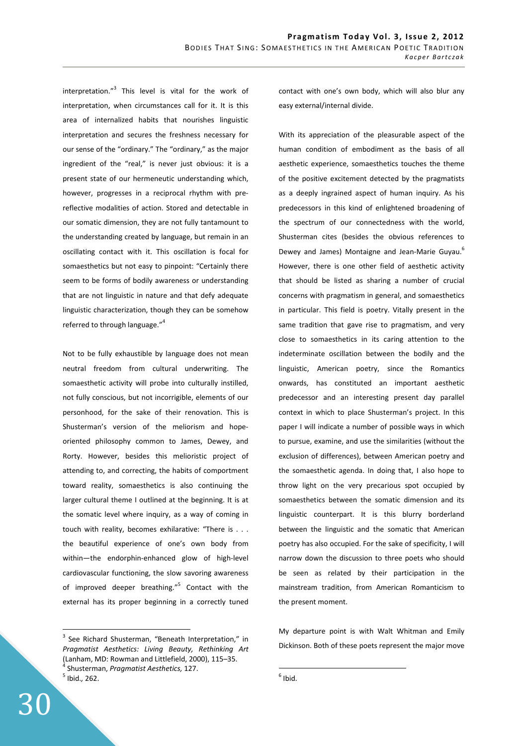interpretation."[3] This level is vital for the work of interpretation, when circumstances call for it. It is this area of internalized habits that nourishes linguistic interpretation and secures the freshness necessary for our sense of the "ordinary." The "ordinary," as the major ingredient of the "real," is never just obvious: it is a present state of our hermeneutic understanding which, however, progresses in a reciprocal rhythm with pre-reflective modalities of action. Stored and detectable in our somatic dimension, they are not fully tantamount to the understanding created by language, but remain in an oscillating contact with it. This oscillation is focal for somaesthetics but not easy to pinpoint: "Certainly there seem to be forms of bodily awareness or understanding that are not linguistic in nature and that defy adequate linguistic characterization, though they can be somehow referred to through language."[4]

Not to be fully exhaustible by language does not mean neutral freedom from cultural underwriting. The somaesthetic activity will probe into culturally instilled, not fully conscious, but not incorrigible, elements of our personhood, for the sake of their renovation. This is Shusterman's version of the meliorism and hope-oriented philosophy common to James, Dewey, and Rorty. However, besides this melioristic project of attending to, and correcting, the habits of comportment toward reality, somaesthetics is also continuing the larger cultural theme I outlined at the beginning. It is at the somatic level where inquiry, as a way of coming in touch with reality, becomes exhilarative: "There is . . . the beautiful experience of one's own body from within—the endorphin-enhanced glow of high-level cardiovascular functioning, the slow savoring awareness of improved deeper breathing."[5] Contact with the external has its proper beginning in a correctly tuned contact with one's own body, which will also blur any easy external/internal divide.

With its appreciation of the pleasurable aspect of the human condition of embodiment as the basis of all aesthetic experience, somaesthetics touches the theme of the positive excitement detected by the pragmatists as a deeply ingrained aspect of human inquiry. As his predecessors in this kind of enlightened broadening of the spectrum of our connectedness with the world, Shusterman cites (besides the obvious references to Dewey and James) Montaigne and Jean-Marie Guyau.[6] However, there is one other field of aesthetic activity that should be listed as sharing a number of crucial concerns with pragmatism in general, and somaesthetics in particular. This field is poetry. Vitally present in the same tradition that gave rise to pragmatism, and very close to somaesthetics in its caring attention to the indeterminate oscillation between the bodily and the linguistic, American poetry, since the Romantics onwards, has constituted an important aesthetic predecessor and an interesting present day parallel context in which to place Shusterman's project. In this paper I will indicate a number of possible ways in which to pursue, examine, and use the similarities (without the exclusion of differences), between American poetry and the somaesthetic agenda. In doing that, I also hope to throw light on the very precarious spot occupied by somaesthetics between the somatic dimension and its linguistic counterpart. It is this blurry borderland between the linguistic and the somatic that American poetry has also occupied. For the sake of specificity, I will narrow down the discussion to three poets who should be seen as related by their participation in the mainstream tradition, from American Romanticism to the present moment.

My departure point is with Walt Whitman and Emily Dickinson. Both of these poets represent the major move

---

[3] See Richard Shusterman, "Beneath Interpretation," in *Pragmatist Aesthetics: Living Beauty, Rethinking Art* (Lanham, MD: Rowman and Littlefield, 2000), 115–35.

[4] Shusterman, *Pragmatist Aesthetics,* 127.

[5] Ibid.*,* 262.

[6] Ibid.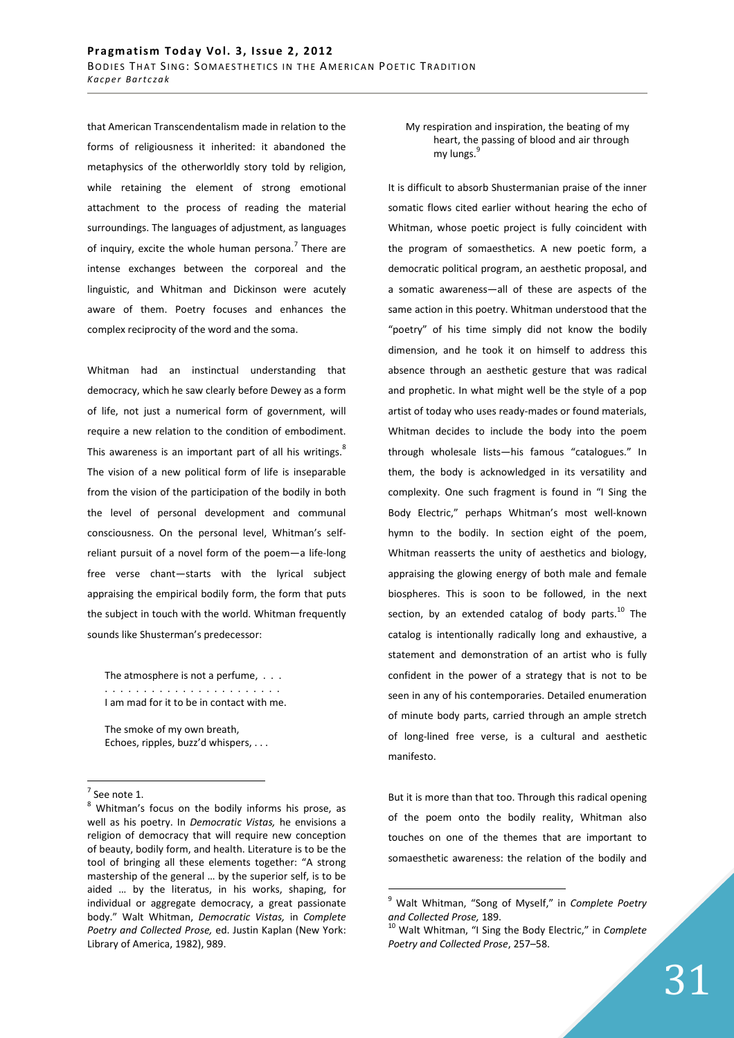that American Transcendentalism made in relation to the forms of religiousness it inherited: it abandoned the metaphysics of the otherworldly story told by religion, while retaining the element of strong emotional attachment to the process of reading the material surroundings. The languages of adjustment, as languages of inquiry, excite the whole human persona.[7] There are intense exchanges between the corporeal and the linguistic, and Whitman and Dickinson were acutely aware of them. Poetry focuses and enhances the complex reciprocity of the word and the soma.

Whitman had an instinctual understanding that democracy, which he saw clearly before Dewey as a form of life, not just a numerical form of government, will require a new relation to the condition of embodiment. This awareness is an important part of all his writings.[8] The vision of a new political form of life is inseparable from the vision of the participation of the bodily in both the level of personal development and communal consciousness. On the personal level, Whitman's self-reliant pursuit of a novel form of the poem—a life-long free verse chant—starts with the lyrical subject appraising the empirical bodily form, the form that puts the subject in touch with the world. Whitman frequently sounds like Shusterman's predecessor:

> The atmosphere is not a perfume, . . .
> . . . . . . . . . . . . . . . . . . . . . .
> I am mad for it to be in contact with me.
>
> The smoke of my own breath,
> Echoes, ripples, buzz'd whispers, . . .
> My respiration and inspiration, the beating of my heart, the passing of blood and air through my lungs.[9]

It is difficult to absorb Shustermanian praise of the inner somatic flows cited earlier without hearing the echo of Whitman, whose poetic project is fully coincident with the program of somaesthetics. A new poetic form, a democratic political program, an aesthetic proposal, and a somatic awareness—all of these are aspects of the same action in this poetry. Whitman understood that the "poetry" of his time simply did not know the bodily dimension, and he took it on himself to address this absence through an aesthetic gesture that was radical and prophetic. In what might well be the style of a pop artist of today who uses ready-mades or found materials, Whitman decides to include the body into the poem through wholesale lists—his famous "catalogues." In them, the body is acknowledged in its versatility and complexity. One such fragment is found in "I Sing the Body Electric," perhaps Whitman's most well-known hymn to the bodily. In section eight of the poem, Whitman reasserts the unity of aesthetics and biology, appraising the glowing energy of both male and female biospheres. This is soon to be followed, in the next section, by an extended catalog of body parts.[10] The catalog is intentionally radically long and exhaustive, a statement and demonstration of an artist who is fully confident in the power of a strategy that is not to be seen in any of his contemporaries. Detailed enumeration of minute body parts, carried through an ample stretch of long-lined free verse, is a cultural and aesthetic manifesto.

But it is more than that too. Through this radical opening of the poem onto the bodily reality, Whitman also touches on one of the themes that are important to somaesthetic awareness: the relation of the bodily and

---

[7] See note 1.

[8] Whitman's focus on the bodily informs his prose, as well as his poetry. In *Democratic Vistas,* he envisions a religion of democracy that will require new conception of beauty, bodily form, and health. Literature is to be the tool of bringing all these elements together: "A strong mastership of the general … by the superior self, is to be aided … by the literatus, in his works, shaping, for individual or aggregate democracy, a great passionate body." Walt Whitman, *Democratic Vistas,* in *Complete Poetry and Collected Prose,* ed. Justin Kaplan (New York: Library of America, 1982), 989.

[9] Walt Whitman, "Song of Myself," in *Complete Poetry and Collected Prose,* 189.

[10] Walt Whitman, "I Sing the Body Electric," in *Complete Poetry and Collected Prose*, 257–58.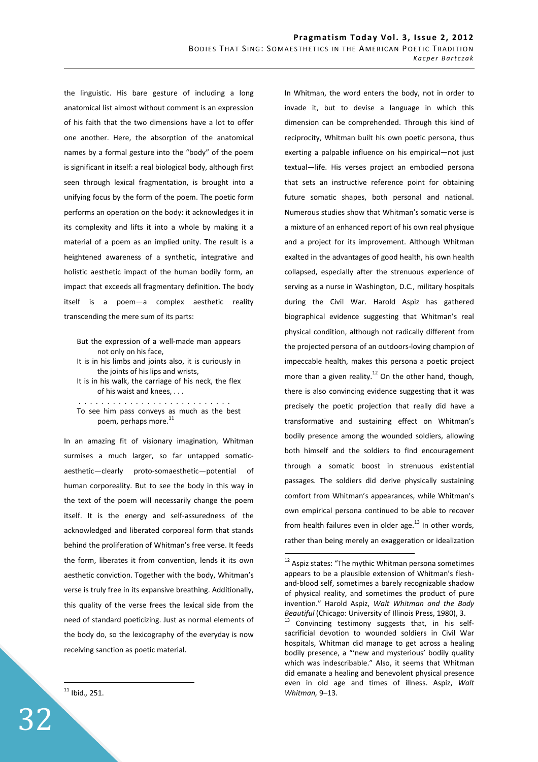the linguistic. His bare gesture of including a long anatomical list almost without comment is an expression of his faith that the two dimensions have a lot to offer one another. Here, the absorption of the anatomical names by a formal gesture into the "body" of the poem is significant in itself: a real biological body, although first seen through lexical fragmentation, is brought into a unifying focus by the form of the poem. The poetic form performs an operation on the body: it acknowledges it in its complexity and lifts it into a whole by making it a material of a poem as an implied unity. The result is a heightened awareness of a synthetic, integrative and holistic aesthetic impact of the human bodily form, an impact that exceeds all fragmentary definition. The body itself is a poem—a complex aesthetic reality transcending the mere sum of its parts:

> But the expression of a well-made man appears not only on his face,
> It is in his limbs and joints also, it is curiously in the joints of his lips and wrists,
> It is in his walk, the carriage of his neck, the flex of his waist and knees, . . .
> . . . . . . . . . . . . . . . . . . . . . . . . . .
> To see him pass conveys as much as the best poem, perhaps more.[11]

In an amazing fit of visionary imagination, Whitman surmises a much larger, so far untapped somatic-aesthetic—clearly proto-somaesthetic—potential of human corporeality. But to see the body in this way in the text of the poem will necessarily change the poem itself. It is the energy and self-assuredness of the acknowledged and liberated corporeal form that stands behind the proliferation of Whitman's free verse. It feeds the form, liberates it from convention, lends it its own aesthetic conviction. Together with the body, Whitman's verse is truly free in its expansive breathing. Additionally, this quality of the verse frees the lexical side from the need of standard poeticizing. Just as normal elements of the body do, so the lexicography of the everyday is now receiving sanction as poetic material.

In Whitman, the word enters the body, not in order to invade it, but to devise a language in which this dimension can be comprehended. Through this kind of reciprocity, Whitman built his own poetic persona, thus exerting a palpable influence on his empirical—not just textual—life. His verses project an embodied persona that sets an instructive reference point for obtaining future somatic shapes, both personal and national. Numerous studies show that Whitman's somatic verse is a mixture of an enhanced report of his own real physique and a project for its improvement. Although Whitman exalted in the advantages of good health, his own health collapsed, especially after the strenuous experience of serving as a nurse in Washington, D.C., military hospitals during the Civil War. Harold Aspiz has gathered biographical evidence suggesting that Whitman's real physical condition, although not radically different from the projected persona of an outdoors-loving champion of impeccable health, makes this persona a poetic project more than a given reality.[12] On the other hand, though, there is also convincing evidence suggesting that it was precisely the poetic projection that really did have a transformative and sustaining effect on Whitman's bodily presence among the wounded soldiers, allowing both himself and the soldiers to find encouragement through a somatic boost in strenuous existential passages. The soldiers did derive physically sustaining comfort from Whitman's appearances, while Whitman's own empirical persona continued to be able to recover from health failures even in older age.[13] In other words, rather than being merely an exaggeration or idealization

---

[11] Ibid., 251.

[12] Aspiz states: "The mythic Whitman persona sometimes appears to be a plausible extension of Whitman's flesh-and-blood self, sometimes a barely recognizable shadow of physical reality, and sometimes the product of pure invention." Harold Aspiz, *Walt Whitman and the Body Beautiful* (Chicago: University of Illinois Press, 1980), 3.

[13] Convincing testimony suggests that, in his self-sacrificial devotion to wounded soldiers in Civil War hospitals, Whitman did manage to get across a healing bodily presence, a "'new and mysterious' bodily quality which was indescribable." Also, it seems that Whitman did emanate a healing and benevolent physical presence even in old age and times of illness. Aspiz, *Walt Whitman,* 9–13.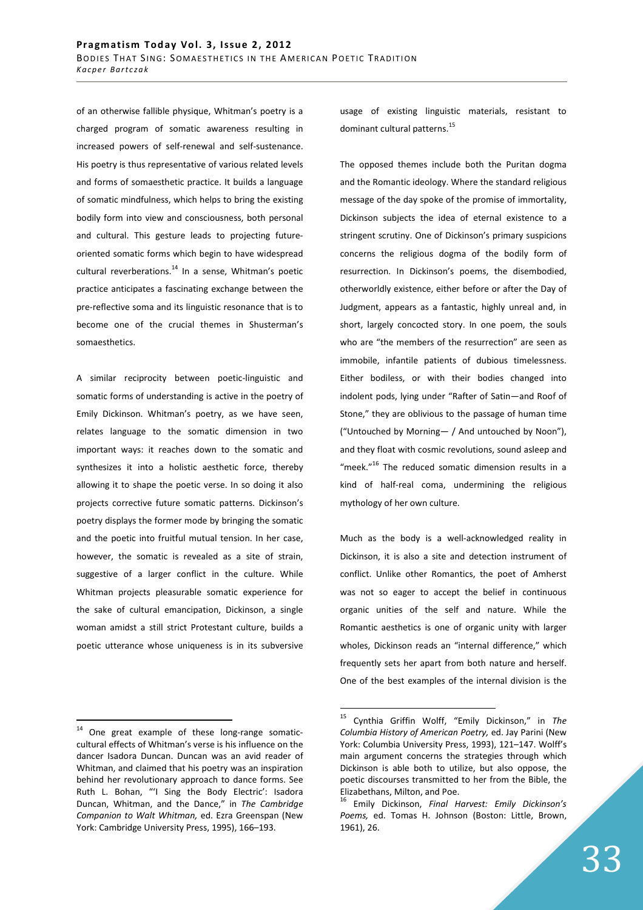of an otherwise fallible physique, Whitman's poetry is a charged program of somatic awareness resulting in increased powers of self-renewal and self-sustenance. His poetry is thus representative of various related levels and forms of somaesthetic practice. It builds a language of somatic mindfulness, which helps to bring the existing bodily form into view and consciousness, both personal and cultural. This gesture leads to projecting future-oriented somatic forms which begin to have widespread cultural reverberations.[14] In a sense, Whitman's poetic practice anticipates a fascinating exchange between the pre-reflective soma and its linguistic resonance that is to become one of the crucial themes in Shusterman's somaesthetics.

A similar reciprocity between poetic-linguistic and somatic forms of understanding is active in the poetry of Emily Dickinson. Whitman's poetry, as we have seen, relates language to the somatic dimension in two important ways: it reaches down to the somatic and synthesizes it into a holistic aesthetic force, thereby allowing it to shape the poetic verse. In so doing it also projects corrective future somatic patterns. Dickinson's poetry displays the former mode by bringing the somatic and the poetic into fruitful mutual tension. In her case, however, the somatic is revealed as a site of strain, suggestive of a larger conflict in the culture. While Whitman projects pleasurable somatic experience for the sake of cultural emancipation, Dickinson, a single woman amidst a still strict Protestant culture, builds a poetic utterance whose uniqueness is in its subversive usage of existing linguistic materials, resistant to dominant cultural patterns.[15]

The opposed themes include both the Puritan dogma and the Romantic ideology. Where the standard religious message of the day spoke of the promise of immortality, Dickinson subjects the idea of eternal existence to a stringent scrutiny. One of Dickinson's primary suspicions concerns the religious dogma of the bodily form of resurrection. In Dickinson's poems, the disembodied, otherworldly existence, either before or after the Day of Judgment, appears as a fantastic, highly unreal and, in short, largely concocted story. In one poem, the souls who are "the members of the resurrection" are seen as immobile, infantile patients of dubious timelessness. Either bodiless, or with their bodies changed into indolent pods, lying under "Rafter of Satin—and Roof of Stone," they are oblivious to the passage of human time ("Untouched by Morning— / And untouched by Noon"), and they float with cosmic revolutions, sound asleep and "meek."[16] The reduced somatic dimension results in a kind of half-real coma, undermining the religious mythology of her own culture.

Much as the body is a well-acknowledged reality in Dickinson, it is also a site and detection instrument of conflict. Unlike other Romantics, the poet of Amherst was not so eager to accept the belief in continuous organic unities of the self and nature. While the Romantic aesthetics is one of organic unity with larger wholes, Dickinson reads an "internal difference," which frequently sets her apart from both nature and herself. One of the best examples of the internal division is the

---

[14] One great example of these long-range somatic-cultural effects of Whitman's verse is his influence on the dancer Isadora Duncan. Duncan was an avid reader of Whitman, and claimed that his poetry was an inspiration behind her revolutionary approach to dance forms. See Ruth L. Bohan, "'I Sing the Body Electric': Isadora Duncan, Whitman, and the Dance," in *The Cambridge Companion to Walt Whitman,* ed. Ezra Greenspan (New York: Cambridge University Press, 1995), 166–193.

[15] Cynthia Griffin Wolff, "Emily Dickinson," in *The Columbia History of American Poetry,* ed. Jay Parini (New York: Columbia University Press, 1993), 121–147. Wolff's main argument concerns the strategies through which Dickinson is able both to utilize, but also oppose, the poetic discourses transmitted to her from the Bible, the Elizabethans, Milton, and Poe.

[16] Emily Dickinson, *Final Harvest: Emily Dickinson's Poems,* ed. Tomas H. Johnson (Boston: Little, Brown, 1961), 26.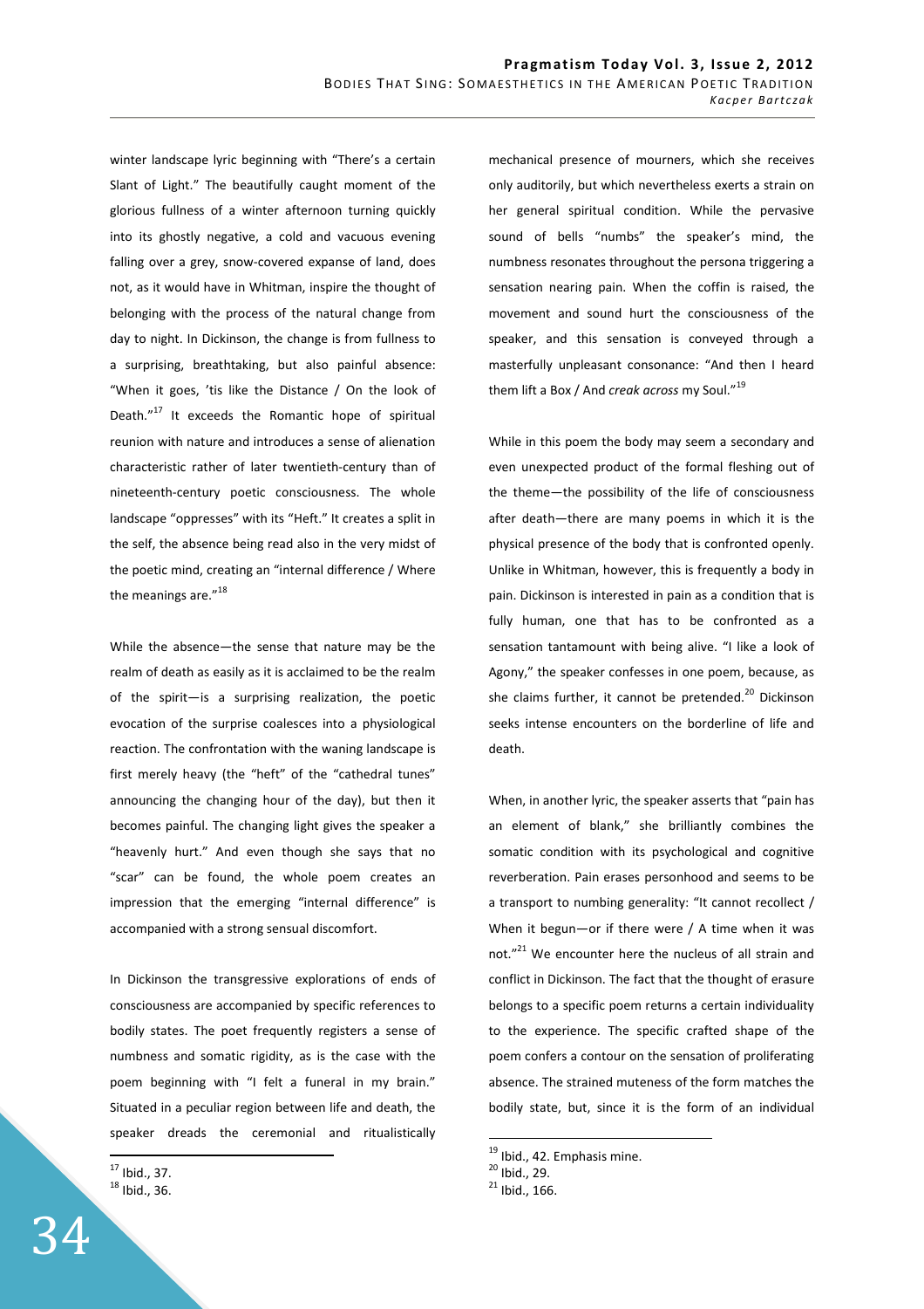winter landscape lyric beginning with "There's a certain Slant of Light." The beautifully caught moment of the glorious fullness of a winter afternoon turning quickly into its ghostly negative, a cold and vacuous evening falling over a grey, snow-covered expanse of land, does not, as it would have in Whitman, inspire the thought of belonging with the process of the natural change from day to night. In Dickinson, the change is from fullness to a surprising, breathtaking, but also painful absence: "When it goes, 'tis like the Distance / On the look of Death."[17] It exceeds the Romantic hope of spiritual reunion with nature and introduces a sense of alienation characteristic rather of later twentieth-century than of nineteenth-century poetic consciousness. The whole landscape "oppresses" with its "Heft." It creates a split in the self, the absence being read also in the very midst of the poetic mind, creating an "internal difference / Where the meanings are."[18]

While the absence—the sense that nature may be the realm of death as easily as it is acclaimed to be the realm of the spirit—is a surprising realization, the poetic evocation of the surprise coalesces into a physiological reaction. The confrontation with the waning landscape is first merely heavy (the "heft" of the "cathedral tunes" announcing the changing hour of the day), but then it becomes painful. The changing light gives the speaker a "heavenly hurt." And even though she says that no "scar" can be found, the whole poem creates an impression that the emerging "internal difference" is accompanied with a strong sensual discomfort.

In Dickinson the transgressive explorations of ends of consciousness are accompanied by specific references to bodily states. The poet frequently registers a sense of numbness and somatic rigidity, as is the case with the poem beginning with "I felt a funeral in my brain." Situated in a peculiar region between life and death, the speaker dreads the ceremonial and ritualistically mechanical presence of mourners, which she receives only auditorily, but which nevertheless exerts a strain on her general spiritual condition. While the pervasive sound of bells "numbs" the speaker's mind, the numbness resonates throughout the persona triggering a sensation nearing pain. When the coffin is raised, the movement and sound hurt the consciousness of the speaker, and this sensation is conveyed through a masterfully unpleasant consonance: "And then I heard them lift a Box / And *creak across* my Soul."[19]

While in this poem the body may seem a secondary and even unexpected product of the formal fleshing out of the theme—the possibility of the life of consciousness after death—there are many poems in which it is the physical presence of the body that is confronted openly. Unlike in Whitman, however, this is frequently a body in pain. Dickinson is interested in pain as a condition that is fully human, one that has to be confronted as a sensation tantamount with being alive. "I like a look of Agony," the speaker confesses in one poem, because, as she claims further, it cannot be pretended.[20] Dickinson seeks intense encounters on the borderline of life and death.

When, in another lyric, the speaker asserts that "pain has an element of blank," she brilliantly combines the somatic condition with its psychological and cognitive reverberation. Pain erases personhood and seems to be a transport to numbing generality: "It cannot recollect / When it begun—or if there were / A time when it was not."[21] We encounter here the nucleus of all strain and conflict in Dickinson. The fact that the thought of erasure belongs to a specific poem returns a certain individuality to the experience. The specific crafted shape of the poem confers a contour on the sensation of proliferating absence. The strained muteness of the form matches the bodily state, but, since it is the form of an individual

---

[17] Ibid., 37.
[18] Ibid., 36.
[19] Ibid., 42. Emphasis mine.
[20] Ibid., 29.
[21] Ibid., 166.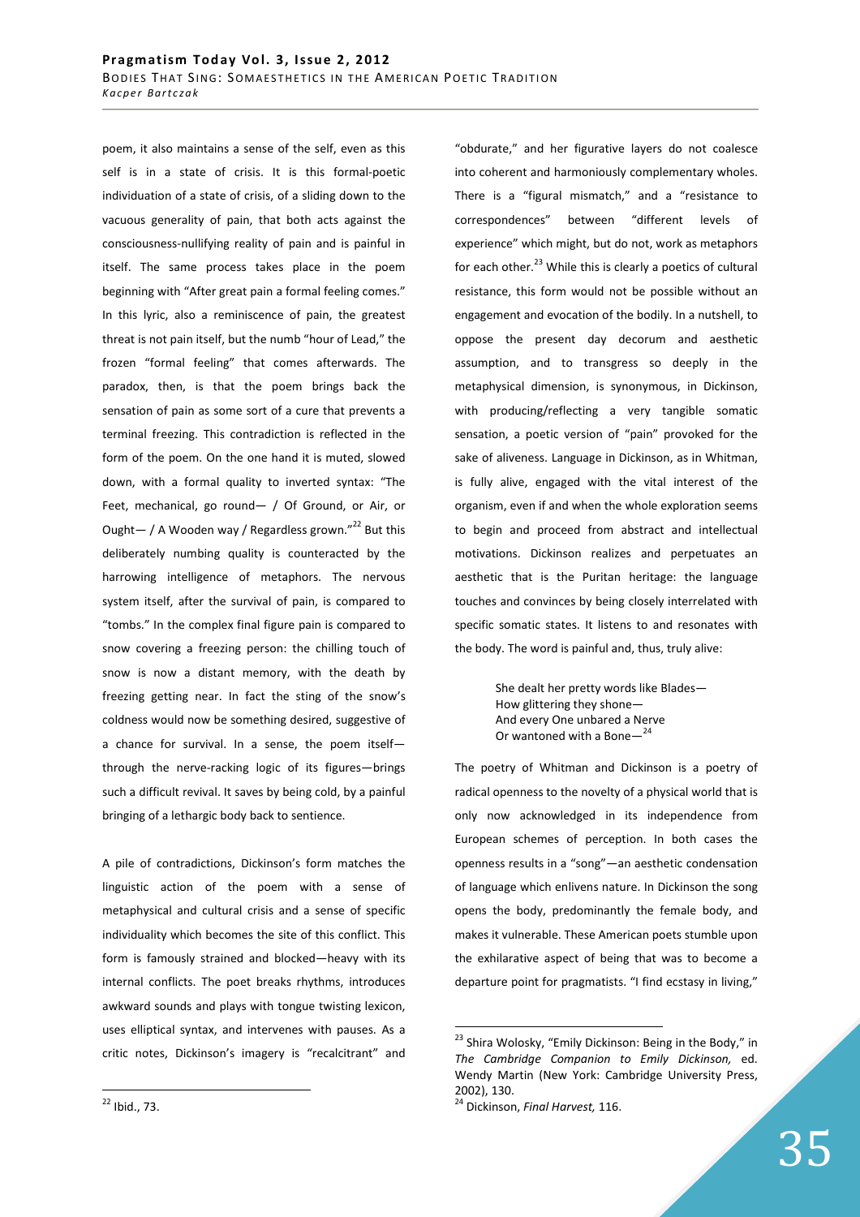poem, it also maintains a sense of the self, even as this self is in a state of crisis. It is this formal-poetic individuation of a state of crisis, of a sliding down to the vacuous generality of pain, that both acts against the consciousness-nullifying reality of pain and is painful in itself. The same process takes place in the poem beginning with "After great pain a formal feeling comes." In this lyric, also a reminiscence of pain, the greatest threat is not pain itself, but the numb "hour of Lead," the frozen "formal feeling" that comes afterwards. The paradox, then, is that the poem brings back the sensation of pain as some sort of a cure that prevents a terminal freezing. This contradiction is reflected in the form of the poem. On the one hand it is muted, slowed down, with a formal quality to inverted syntax: "The Feet, mechanical, go round— / Of Ground, or Air, or Ought— / A Wooden way / Regardless grown."[22] But this deliberately numbing quality is counteracted by the harrowing intelligence of metaphors. The nervous system itself, after the survival of pain, is compared to "tombs." In the complex final figure pain is compared to snow covering a freezing person: the chilling touch of snow is now a distant memory, with the death by freezing getting near. In fact the sting of the snow's coldness would now be something desired, suggestive of a chance for survival. In a sense, the poem itself—through the nerve-racking logic of its figures—brings such a difficult revival. It saves by being cold, by a painful bringing of a lethargic body back to sentience.

A pile of contradictions, Dickinson's form matches the linguistic action of the poem with a sense of metaphysical and cultural crisis and a sense of specific individuality which becomes the site of this conflict. This form is famously strained and blocked—heavy with its internal conflicts. The poet breaks rhythms, introduces awkward sounds and plays with tongue twisting lexicon, uses elliptical syntax, and intervenes with pauses. As a critic notes, Dickinson's imagery is "recalcitrant" and "obdurate," and her figurative layers do not coalesce into coherent and harmoniously complementary wholes. There is a "figural mismatch," and a "resistance to correspondences" between "different levels of experience" which might, but do not, work as metaphors for each other.[23] While this is clearly a poetics of cultural resistance, this form would not be possible without an engagement and evocation of the bodily. In a nutshell, to oppose the present day decorum and aesthetic assumption, and to transgress so deeply in the metaphysical dimension, is synonymous, in Dickinson, with producing/reflecting a very tangible somatic sensation, a poetic version of "pain" provoked for the sake of aliveness. Language in Dickinson, as in Whitman, is fully alive, engaged with the vital interest of the organism, even if and when the whole exploration seems to begin and proceed from abstract and intellectual motivations. Dickinson realizes and perpetuates an aesthetic that is the Puritan heritage: the language touches and convinces by being closely interrelated with specific somatic states. It listens to and resonates with the body. The word is painful and, thus, truly alive:

> She dealt her pretty words like Blades—
> How glittering they shone—
> And every One unbared a Nerve
> Or wantoned with a Bone—[24]

The poetry of Whitman and Dickinson is a poetry of radical openness to the novelty of a physical world that is only now acknowledged in its independence from European schemes of perception. In both cases the openness results in a "song"—an aesthetic condensation of language which enlivens nature. In Dickinson the song opens the body, predominantly the female body, and makes it vulnerable. These American poets stumble upon the exhilarative aspect of being that was to become a departure point for pragmatists. "I find ecstasy in living,"

---

[22] Ibid., 73.

[23] Shira Wolosky, "Emily Dickinson: Being in the Body," in *The Cambridge Companion to Emily Dickinson,* ed. Wendy Martin (New York: Cambridge University Press, 2002), 130.

[24] Dickinson, *Final Harvest,* 116.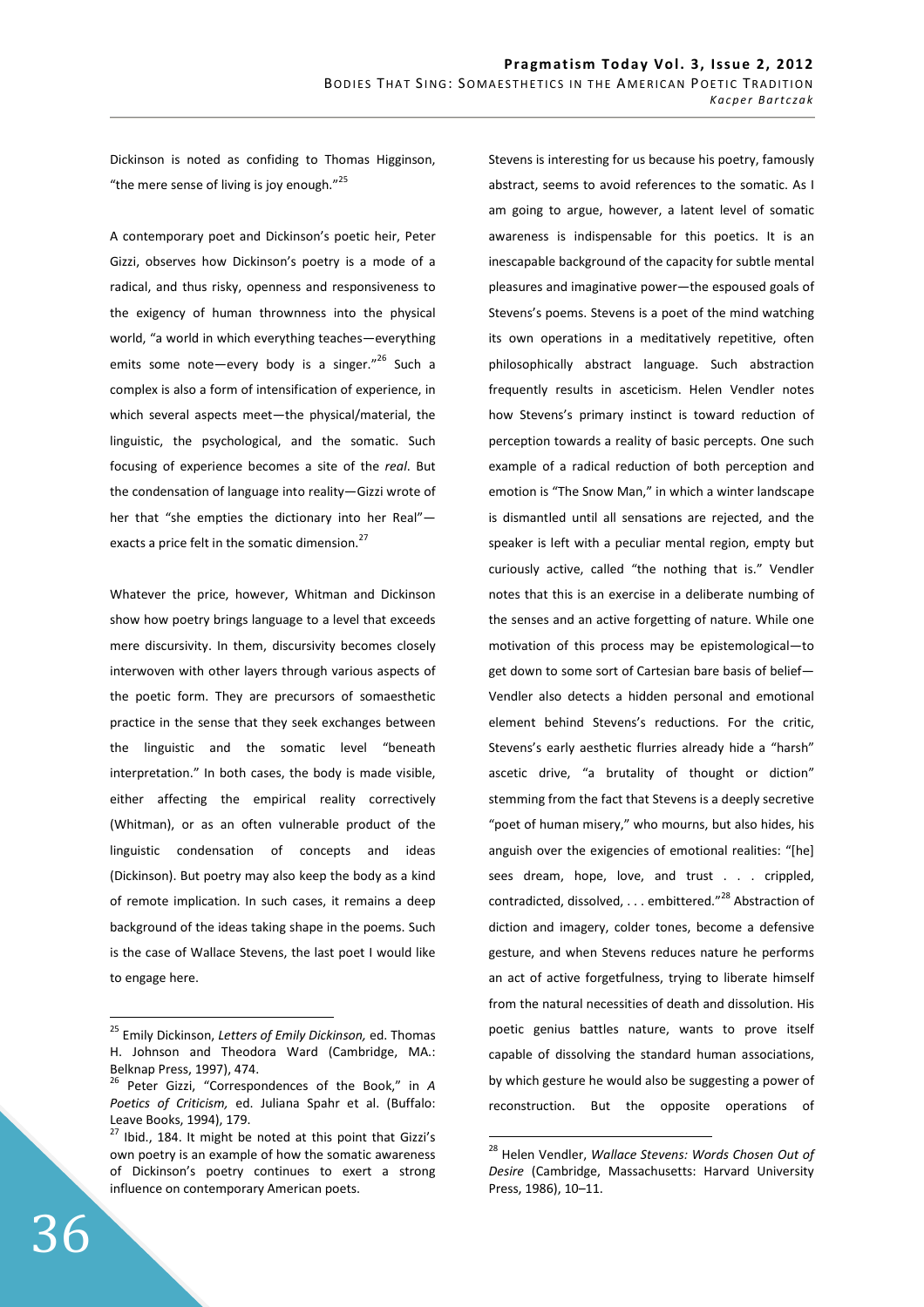Dickinson is noted as confiding to Thomas Higginson, "the mere sense of living is joy enough."[25]

A contemporary poet and Dickinson's poetic heir, Peter Gizzi, observes how Dickinson's poetry is a mode of a radical, and thus risky, openness and responsiveness to the exigency of human thrownness into the physical world, "a world in which everything teaches—everything emits some note—every body is a singer."[26] Such a complex is also a form of intensification of experience, in which several aspects meet—the physical/material, the linguistic, the psychological, and the somatic. Such focusing of experience becomes a site of the *real*. But the condensation of language into reality—Gizzi wrote of her that "she empties the dictionary into her Real"—exacts a price felt in the somatic dimension.[27]

Whatever the price, however, Whitman and Dickinson show how poetry brings language to a level that exceeds mere discursivity. In them, discursivity becomes closely interwoven with other layers through various aspects of the poetic form. They are precursors of somaesthetic practice in the sense that they seek exchanges between the linguistic and the somatic level "beneath interpretation." In both cases, the body is made visible, either affecting the empirical reality correctively (Whitman), or as an often vulnerable product of the linguistic condensation of concepts and ideas (Dickinson). But poetry may also keep the body as a kind of remote implication. In such cases, it remains a deep background of the ideas taking shape in the poems. Such is the case of Wallace Stevens, the last poet I would like to engage here.

Stevens is interesting for us because his poetry, famously abstract, seems to avoid references to the somatic. As I am going to argue, however, a latent level of somatic awareness is indispensable for this poetics. It is an inescapable background of the capacity for subtle mental pleasures and imaginative power—the espoused goals of Stevens's poems. Stevens is a poet of the mind watching its own operations in a meditatively repetitive, often philosophically abstract language. Such abstraction frequently results in asceticism. Helen Vendler notes how Stevens's primary instinct is toward reduction of perception towards a reality of basic percepts. One such example of a radical reduction of both perception and emotion is "The Snow Man," in which a winter landscape is dismantled until all sensations are rejected, and the speaker is left with a peculiar mental region, empty but curiously active, called "the nothing that is." Vendler notes that this is an exercise in a deliberate numbing of the senses and an active forgetting of nature. While one motivation of this process may be epistemological—to get down to some sort of Cartesian bare basis of belief—Vendler also detects a hidden personal and emotional element behind Stevens's reductions. For the critic, Stevens's early aesthetic flurries already hide a "harsh" ascetic drive, "a brutality of thought or diction" stemming from the fact that Stevens is a deeply secretive "poet of human misery," who mourns, but also hides, his anguish over the exigencies of emotional realities: "[he] sees dream, hope, love, and trust . . . crippled, contradicted, dissolved, . . . embittered."[28] Abstraction of diction and imagery, colder tones, become a defensive gesture, and when Stevens reduces nature he performs an act of active forgetfulness, trying to liberate himself from the natural necessities of death and dissolution. His poetic genius battles nature, wants to prove itself capable of dissolving the standard human associations, by which gesture he would also be suggesting a power of reconstruction. But the opposite operations of

---

[25] Emily Dickinson, *Letters of Emily Dickinson,* ed. Thomas H. Johnson and Theodora Ward (Cambridge, MA.: Belknap Press, 1997), 474.

[26] Peter Gizzi, "Correspondences of the Book," in *A Poetics of Criticism,* ed. Juliana Spahr et al. (Buffalo: Leave Books, 1994), 179.

[27] Ibid., 184. It might be noted at this point that Gizzi's own poetry is an example of how the somatic awareness of Dickinson's poetry continues to exert a strong influence on contemporary American poets.

[28] Helen Vendler, *Wallace Stevens: Words Chosen Out of Desire* (Cambridge, Massachusetts: Harvard University Press, 1986), 10–11.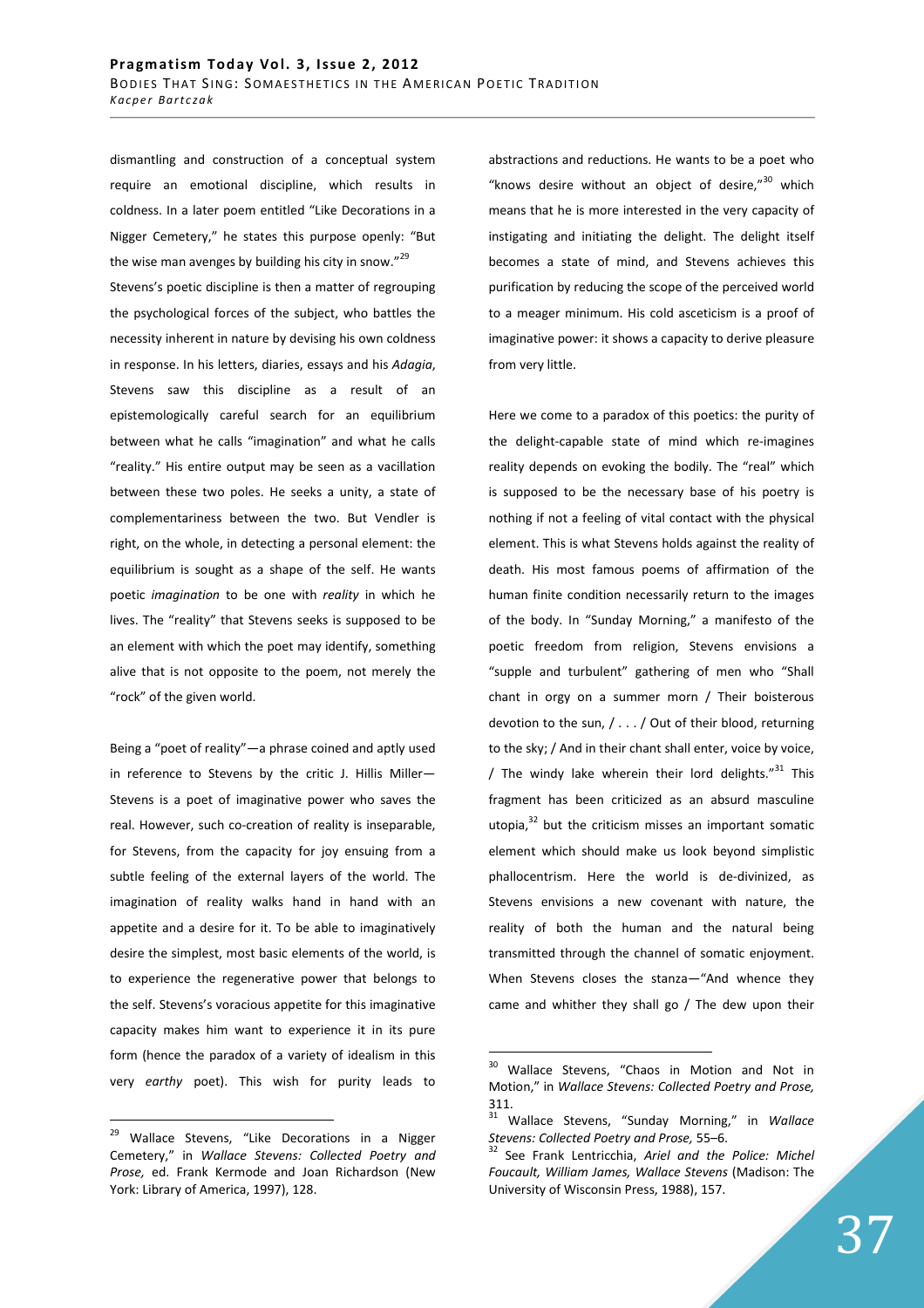dismantling and construction of a conceptual system require an emotional discipline, which results in coldness. In a later poem entitled "Like Decorations in a Nigger Cemetery," he states this purpose openly: "But the wise man avenges by building his city in snow."[29] Stevens's poetic discipline is then a matter of regrouping the psychological forces of the subject, who battles the necessity inherent in nature by devising his own coldness in response. In his letters, diaries, essays and his *Adagia*, Stevens saw this discipline as a result of an epistemologically careful search for an equilibrium between what he calls "imagination" and what he calls "reality." His entire output may be seen as a vacillation between these two poles. He seeks a unity, a state of complementariness between the two. But Vendler is right, on the whole, in detecting a personal element: the equilibrium is sought as a shape of the self. He wants poetic *imagination* to be one with *reality* in which he lives. The "reality" that Stevens seeks is supposed to be an element with which the poet may identify, something alive that is not opposite to the poem, not merely the "rock" of the given world.

Being a "poet of reality"—a phrase coined and aptly used in reference to Stevens by the critic J. Hillis Miller—Stevens is a poet of imaginative power who saves the real. However, such co-creation of reality is inseparable, for Stevens, from the capacity for joy ensuing from a subtle feeling of the external layers of the world. The imagination of reality walks hand in hand with an appetite and a desire for it. To be able to imaginatively desire the simplest, most basic elements of the world, is to experience the regenerative power that belongs to the self. Stevens's voracious appetite for this imaginative capacity makes him want to experience it in its pure form (hence the paradox of a variety of idealism in this very *earthy* poet). This wish for purity leads to abstractions and reductions. He wants to be a poet who "knows desire without an object of desire,"[30] which means that he is more interested in the very capacity of instigating and initiating the delight. The delight itself becomes a state of mind, and Stevens achieves this purification by reducing the scope of the perceived world to a meager minimum. His cold asceticism is a proof of imaginative power: it shows a capacity to derive pleasure from very little.

Here we come to a paradox of this poetics: the purity of the delight-capable state of mind which re-imagines reality depends on evoking the bodily. The "real" which is supposed to be the necessary base of his poetry is nothing if not a feeling of vital contact with the physical element. This is what Stevens holds against the reality of death. His most famous poems of affirmation of the human finite condition necessarily return to the images of the body. In "Sunday Morning," a manifesto of the poetic freedom from religion, Stevens envisions a "supple and turbulent" gathering of men who "Shall chant in orgy on a summer morn / Their boisterous devotion to the sun, / . . . / Out of their blood, returning to the sky; / And in their chant shall enter, voice by voice, / The windy lake wherein their lord delights."[31] This fragment has been criticized as an absurd masculine utopia,[32] but the criticism misses an important somatic element which should make us look beyond simplistic phallocentrism. Here the world is de-divinized, as Stevens envisions a new covenant with nature, the reality of both the human and the natural being transmitted through the channel of somatic enjoyment. When Stevens closes the stanza—"And whence they came and whither they shall go / The dew upon their

---

[29] Wallace Stevens, "Like Decorations in a Nigger Cemetery," in *Wallace Stevens: Collected Poetry and Prose,* ed. Frank Kermode and Joan Richardson (New York: Library of America, 1997), 128.

[30] Wallace Stevens, "Chaos in Motion and Not in Motion," in *Wallace Stevens: Collected Poetry and Prose,* 311.

[31] Wallace Stevens, "Sunday Morning," in *Wallace Stevens: Collected Poetry and Prose,* 55–6.

[32] See Frank Lentricchia, *Ariel and the Police: Michel Foucault, William James, Wallace Stevens* (Madison: The University of Wisconsin Press, 1988), 157.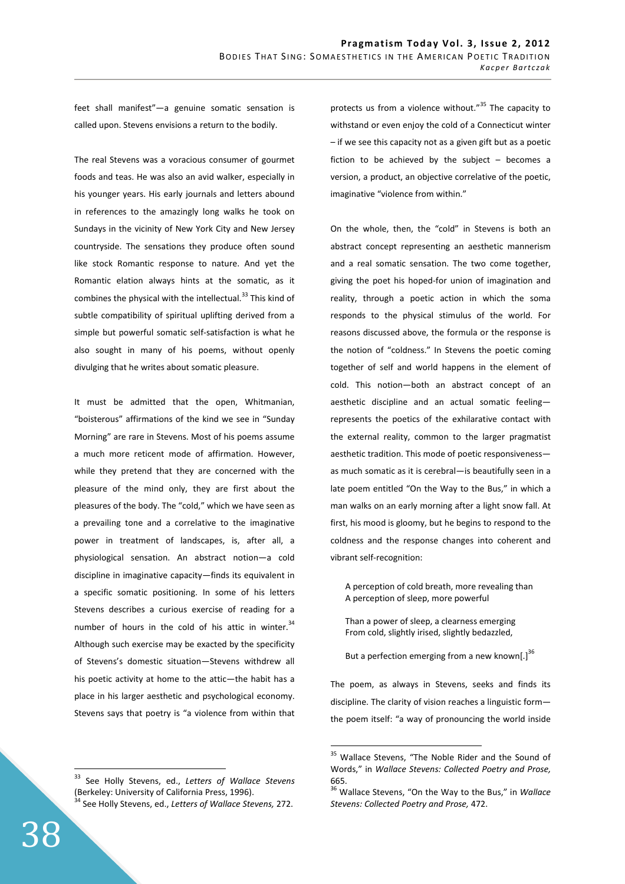feet shall manifest"—a genuine somatic sensation is called upon. Stevens envisions a return to the bodily.

The real Stevens was a voracious consumer of gourmet foods and teas. He was also an avid walker, especially in his younger years. His early journals and letters abound in references to the amazingly long walks he took on Sundays in the vicinity of New York City and New Jersey countryside. The sensations they produce often sound like stock Romantic response to nature. And yet the Romantic elation always hints at the somatic, as it combines the physical with the intellectual.[33] This kind of subtle compatibility of spiritual uplifting derived from a simple but powerful somatic self-satisfaction is what he also sought in many of his poems, without openly divulging that he writes about somatic pleasure.

It must be admitted that the open, Whitmanian, "boisterous" affirmations of the kind we see in "Sunday Morning" are rare in Stevens. Most of his poems assume a much more reticent mode of affirmation. However, while they pretend that they are concerned with the pleasure of the mind only, they are first about the pleasures of the body. The "cold," which we have seen as a prevailing tone and a correlative to the imaginative power in treatment of landscapes, is, after all, a physiological sensation. An abstract notion—a cold discipline in imaginative capacity—finds its equivalent in a specific somatic positioning. In some of his letters Stevens describes a curious exercise of reading for a number of hours in the cold of his attic in winter.[34] Although such exercise may be exacted by the specificity of Stevens's domestic situation—Stevens withdrew all his poetic activity at home to the attic—the habit has a place in his larger aesthetic and psychological economy. Stevens says that poetry is "a violence from within that protects us from a violence without."[35] The capacity to withstand or even enjoy the cold of a Connecticut winter – if we see this capacity not as a given gift but as a poetic fiction to be achieved by the subject – becomes a version, a product, an objective correlative of the poetic, imaginative "violence from within."

On the whole, then, the "cold" in Stevens is both an abstract concept representing an aesthetic mannerism and a real somatic sensation. The two come together, giving the poet his hoped-for union of imagination and reality, through a poetic action in which the soma responds to the physical stimulus of the world. For reasons discussed above, the formula or the response is the notion of "coldness." In Stevens the poetic coming together of self and world happens in the element of cold. This notion—both an abstract concept of an aesthetic discipline and an actual somatic feeling—represents the poetics of the exhilarative contact with the external reality, common to the larger pragmatist aesthetic tradition. This mode of poetic responsiveness—as much somatic as it is cerebral—is beautifully seen in a late poem entitled "On the Way to the Bus," in which a man walks on an early morning after a light snow fall. At first, his mood is gloomy, but he begins to respond to the coldness and the response changes into coherent and vibrant self-recognition:

> A perception of cold breath, more revealing than
> A perception of sleep, more powerful
>
> Than a power of sleep, a clearness emerging
> From cold, slightly irised, slightly bedazzled,
>
> But a perfection emerging from a new known[.][36]

The poem, as always in Stevens, seeks and finds its discipline. The clarity of vision reaches a linguistic form—the poem itself: "a way of pronouncing the world inside

---

[33] See Holly Stevens, ed., *Letters of Wallace Stevens* (Berkeley: University of California Press, 1996).

[34] See Holly Stevens, ed., *Letters of Wallace Stevens,* 272.

[35] Wallace Stevens, "The Noble Rider and the Sound of Words," in *Wallace Stevens: Collected Poetry and Prose,* 665.

[36] Wallace Stevens, "On the Way to the Bus," in *Wallace Stevens: Collected Poetry and Prose,* 472.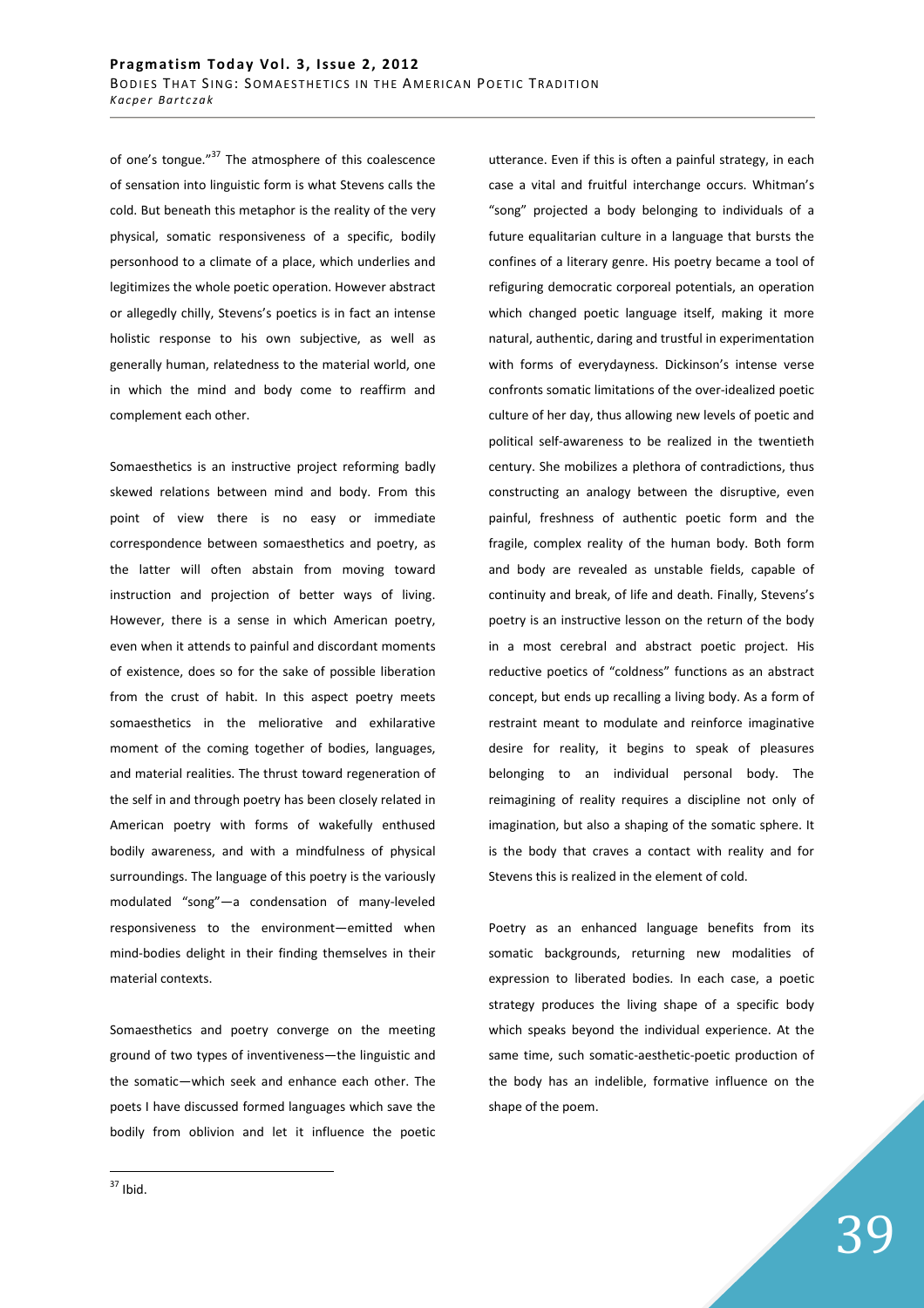of one's tongue."[37] The atmosphere of this coalescence of sensation into linguistic form is what Stevens calls the cold. But beneath this metaphor is the reality of the very physical, somatic responsiveness of a specific, bodily personhood to a climate of a place, which underlies and legitimizes the whole poetic operation. However abstract or allegedly chilly, Stevens's poetics is in fact an intense holistic response to his own subjective, as well as generally human, relatedness to the material world, one in which the mind and body come to reaffirm and complement each other.

Somaesthetics is an instructive project reforming badly skewed relations between mind and body. From this point of view there is no easy or immediate correspondence between somaesthetics and poetry, as the latter will often abstain from moving toward instruction and projection of better ways of living. However, there is a sense in which American poetry, even when it attends to painful and discordant moments of existence, does so for the sake of possible liberation from the crust of habit. In this aspect poetry meets somaesthetics in the meliorative and exhilarative moment of the coming together of bodies, languages, and material realities. The thrust toward regeneration of the self in and through poetry has been closely related in American poetry with forms of wakefully enthused bodily awareness, and with a mindfulness of physical surroundings. The language of this poetry is the variously modulated "song"—a condensation of many-leveled responsiveness to the environment—emitted when mind-bodies delight in their finding themselves in their material contexts.

Somaesthetics and poetry converge on the meeting ground of two types of inventiveness—the linguistic and the somatic—which seek and enhance each other. The poets I have discussed formed languages which save the bodily from oblivion and let it influence the poetic utterance. Even if this is often a painful strategy, in each case a vital and fruitful interchange occurs. Whitman's "song" projected a body belonging to individuals of a future equalitarian culture in a language that bursts the confines of a literary genre. His poetry became a tool of refiguring democratic corporeal potentials, an operation which changed poetic language itself, making it more natural, authentic, daring and trustful in experimentation with forms of everydayness. Dickinson's intense verse confronts somatic limitations of the over-idealized poetic culture of her day, thus allowing new levels of poetic and political self-awareness to be realized in the twentieth century. She mobilizes a plethora of contradictions, thus constructing an analogy between the disruptive, even painful, freshness of authentic poetic form and the fragile, complex reality of the human body. Both form and body are revealed as unstable fields, capable of continuity and break, of life and death. Finally, Stevens's poetry is an instructive lesson on the return of the body in a most cerebral and abstract poetic project. His reductive poetics of "coldness" functions as an abstract concept, but ends up recalling a living body. As a form of restraint meant to modulate and reinforce imaginative desire for reality, it begins to speak of pleasures belonging to an individual personal body. The reimagining of reality requires a discipline not only of imagination, but also a shaping of the somatic sphere. It is the body that craves a contact with reality and for Stevens this is realized in the element of cold.

Poetry as an enhanced language benefits from its somatic backgrounds, returning new modalities of expression to liberated bodies. In each case, a poetic strategy produces the living shape of a specific body which speaks beyond the individual experience. At the same time, such somatic-aesthetic-poetic production of the body has an indelible, formative influence on the shape of the poem.

---

[37] Ibid.